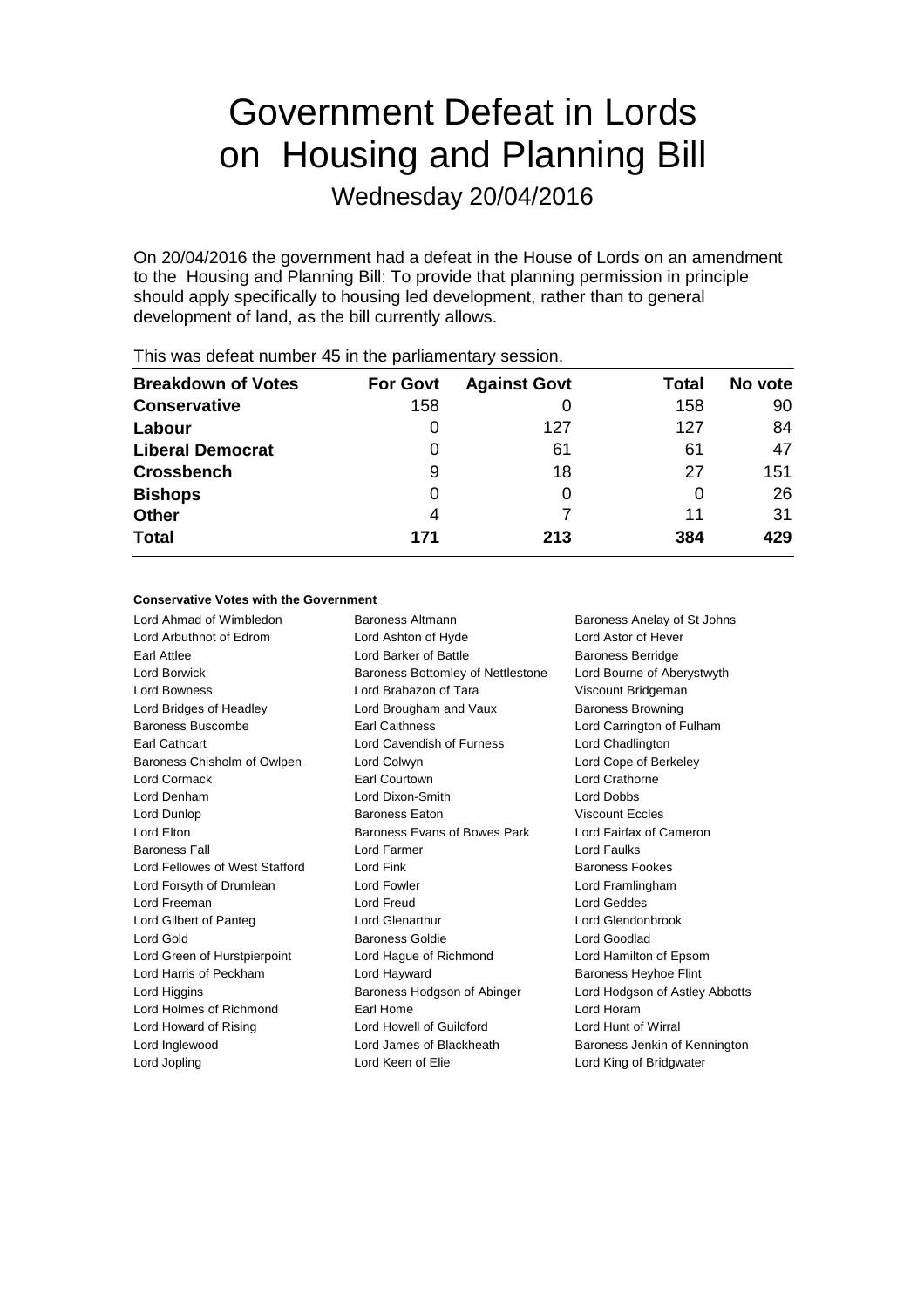# Government Defeat in Lords on Housing and Planning Bill

Wednesday 20/04/2016

On 20/04/2016 the government had a defeat in the House of Lords on an amendment to the Housing and Planning Bill: To provide that planning permission in principle should apply specifically to housing led development, rather than to general development of land, as the bill currently allows.

This was defeat number 45 in the parliamentary session.

| Breakdown of Votes | For Govt | Against Govt | Total | No vote |
|---|---|---|---|---|
| **Conservative** | 158 | 0 | 158 | 90 |
| **Labour** | 0 | 127 | 127 | 84 |
| **Liberal Democrat** | 0 | 61 | 61 | 47 |
| **Crossbench** | 9 | 18 | 27 | 151 |
| **Bishops** | 0 | 0 | 0 | 26 |
| **Other** | 4 | 7 | 11 | 31 |
| **Total** | **171** | **213** | **384** | **429** |

**Conservative Votes with the Government**

Lord Ahmad of Wimbledon
Baroness Altmann
Baroness Anelay of St Johns
Lord Arbuthnot of Edrom
Lord Ashton of Hyde
Lord Astor of Hever
Earl Attlee
Lord Barker of Battle
Baroness Berridge
Lord Borwick
Baroness Bottomley of Nettlestone
Lord Bourne of Aberystwyth
Lord Bowness
Lord Brabazon of Tara
Viscount Bridgeman
Lord Bridges of Headley
Lord Brougham and Vaux
Baroness Browning
Baroness Buscombe
Earl Caithness
Lord Carrington of Fulham
Earl Cathcart
Lord Cavendish of Furness
Lord Chadlington
Baroness Chisholm of Owlpen
Lord Colwyn
Lord Cope of Berkeley
Lord Cormack
Earl Courtown
Lord Crathorne
Lord Denham
Lord Dixon-Smith
Lord Dobbs
Lord Dunlop
Baroness Eaton
Viscount Eccles
Lord Elton
Baroness Evans of Bowes Park
Lord Fairfax of Cameron
Baroness Fall
Lord Farmer
Lord Faulks
Lord Fellowes of West Stafford
Lord Fink
Baroness Fookes
Lord Forsyth of Drumlean
Lord Fowler
Lord Framlingham
Lord Freeman
Lord Freud
Lord Geddes
Lord Gilbert of Panteg
Lord Glenarthur
Lord Glendonbrook
Lord Gold
Baroness Goldie
Lord Goodlad
Lord Green of Hurstpierpoint
Lord Hague of Richmond
Lord Hamilton of Epsom
Lord Harris of Peckham
Lord Hayward
Baroness Heyhoe Flint
Lord Higgins
Baroness Hodgson of Abinger
Lord Hodgson of Astley Abbotts
Lord Holmes of Richmond
Earl Home
Lord Horam
Lord Howard of Rising
Lord Howell of Guildford
Lord Hunt of Wirral
Lord Inglewood
Lord James of Blackheath
Baroness Jenkin of Kennington
Lord Jopling
Lord Keen of Elie
Lord King of Bridgwater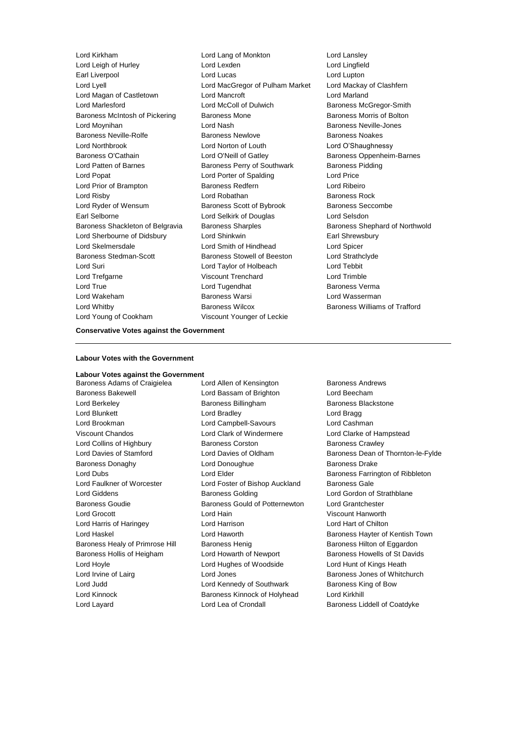Lord Kirkham
Lord Lang of Monkton
Lord Lansley
Lord Leigh of Hurley
Lord Lexden
Lord Lingfield
Earl Liverpool
Lord Lucas
Lord Lupton
Lord Lyell
Lord MacGregor of Pulham Market
Lord Mackay of Clashfern
Lord Magan of Castletown
Lord Mancroft
Lord Marland
Lord Marlesford
Lord McColl of Dulwich
Baroness McGregor-Smith
Baroness McIntosh of Pickering
Baroness Mone
Baroness Morris of Bolton
Lord Moynihan
Lord Nash
Baroness Neville-Jones
Baroness Neville-Rolfe
Baroness Newlove
Baroness Noakes
Lord Northbrook
Lord Norton of Louth
Lord O'Shaughnessy
Baroness O'Cathain
Lord O'Neill of Gatley
Baroness Oppenheim-Barnes
Lord Patten of Barnes
Baroness Perry of Southwark
Baroness Pidding
Lord Popat
Lord Porter of Spalding
Lord Price
Lord Prior of Brampton
Baroness Redfern
Lord Ribeiro
Lord Risby
Lord Robathan
Baroness Rock
Lord Ryder of Wensum
Baroness Scott of Bybrook
Baroness Seccombe
Earl Selborne
Lord Selkirk of Douglas
Lord Selsdon
Baroness Shackleton of Belgravia
Baroness Sharples
Baroness Shephard of Northwold
Lord Sherbourne of Didsbury
Lord Shinkwin
Earl Shrewsbury
Lord Skelmersdale
Lord Smith of Hindhead
Lord Spicer
Baroness Stedman-Scott
Baroness Stowell of Beeston
Lord Strathclyde
Lord Suri
Lord Taylor of Holbeach
Lord Tebbit
Lord Trefgarne
Viscount Trenchard
Lord Trimble
Lord True
Lord Tugendhat
Baroness Verma
Lord Wakeham
Baroness Warsi
Lord Wasserman
Lord Whitby
Baroness Wilcox
Baroness Williams of Trafford
Lord Young of Cookham
Viscount Younger of Leckie

**Conservative Votes against the Government**

---

**Labour Votes with the Government**

**Labour Votes against the Government**

Baroness Adams of Craigielea
Lord Allen of Kensington
Baroness Andrews
Baroness Bakewell
Lord Bassam of Brighton
Lord Beecham
Lord Berkeley
Baroness Billingham
Baroness Blackstone
Lord Blunkett
Lord Bradley
Lord Bragg
Lord Brookman
Lord Campbell-Savours
Lord Cashman
Viscount Chandos
Lord Clark of Windermere
Lord Clarke of Hampstead
Lord Collins of Highbury
Baroness Corston
Baroness Crawley
Lord Davies of Stamford
Lord Davies of Oldham
Baroness Dean of Thornton-le-Fylde
Baroness Donaghy
Lord Donoughue
Baroness Drake
Lord Dubs
Lord Elder
Baroness Farrington of Ribbleton
Lord Faulkner of Worcester
Lord Foster of Bishop Auckland
Baroness Gale
Lord Giddens
Baroness Golding
Lord Gordon of Strathblane
Baroness Goudie
Baroness Gould of Potternewton
Lord Grantchester
Lord Grocott
Lord Hain
Viscount Hanworth
Lord Harris of Haringey
Lord Harrison
Lord Hart of Chilton
Lord Haskel
Lord Haworth
Baroness Hayter of Kentish Town
Baroness Healy of Primrose Hill
Baroness Henig
Baroness Hilton of Eggardon
Baroness Hollis of Heigham
Lord Howarth of Newport
Baroness Howells of St Davids
Lord Hoyle
Lord Hughes of Woodside
Lord Hunt of Kings Heath
Lord Irvine of Lairg
Lord Jones
Baroness Jones of Whitchurch
Lord Judd
Lord Kennedy of Southwark
Baroness King of Bow
Lord Kinnock
Baroness Kinnock of Holyhead
Lord Kirkhill
Lord Layard
Lord Lea of Crondall
Baroness Liddell of Coatdyke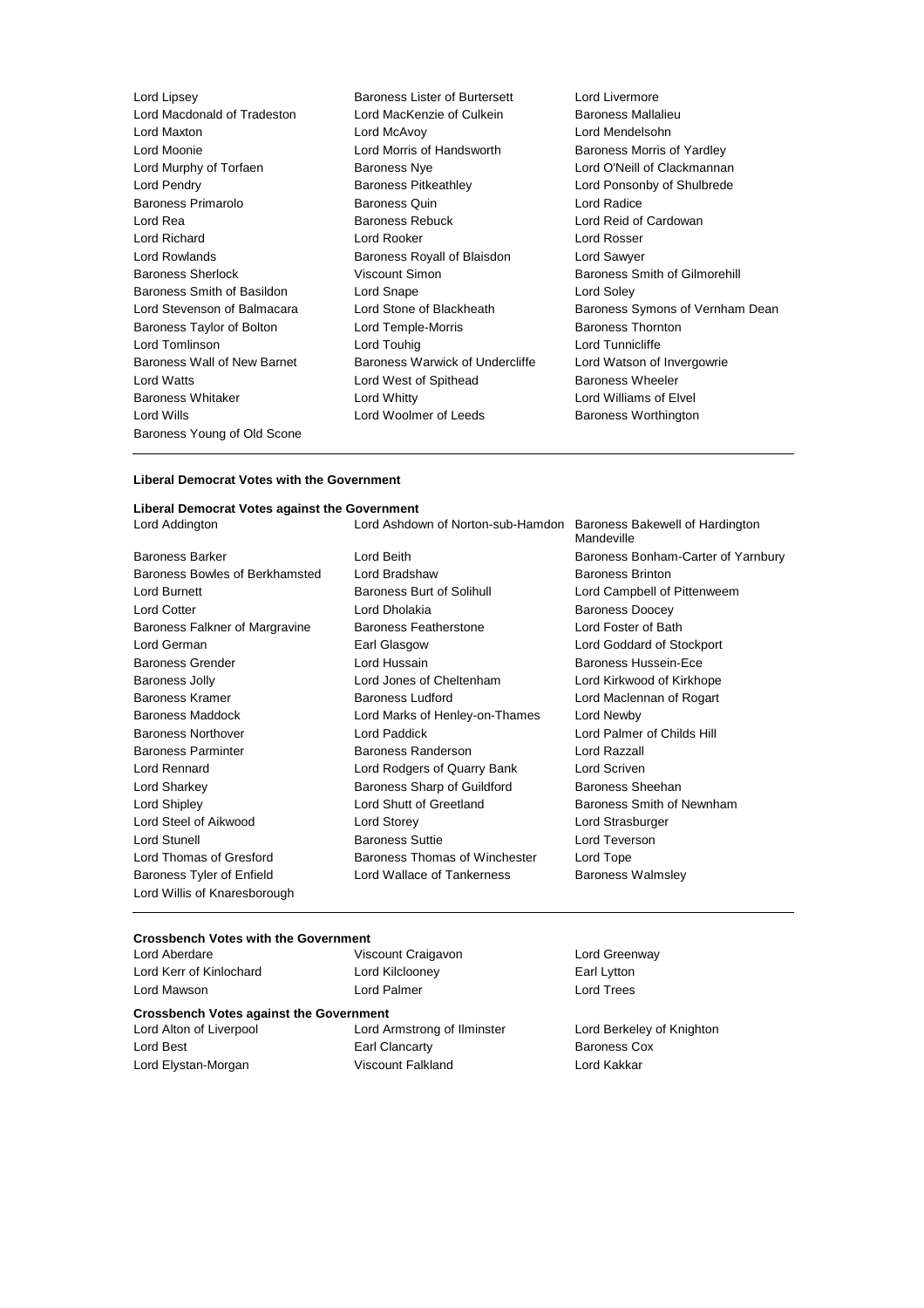Lord Lipsey, Baroness Lister of Burtersett, Lord Livermore, Lord Macdonald of Tradeston, Lord MacKenzie of Culkein, Baroness Mallalieu, Lord Maxton, Lord McAvoy, Lord Mendelsohn, Lord Moonie, Lord Morris of Handsworth, Baroness Morris of Yardley, Lord Murphy of Torfaen, Baroness Nye, Lord O'Neill of Clackmannan, Lord Pendry, Baroness Pitkeathley, Lord Ponsonby of Shulbrede, Baroness Primarolo, Baroness Quin, Lord Radice, Lord Rea, Baroness Rebuck, Lord Reid of Cardowan, Lord Richard, Lord Rooker, Lord Rosser, Lord Rowlands, Baroness Royall of Blaisdon, Lord Sawyer, Baroness Sherlock, Viscount Simon, Baroness Smith of Gilmorehill, Baroness Smith of Basildon, Lord Snape, Lord Soley, Lord Stevenson of Balmacara, Lord Stone of Blackheath, Baroness Symons of Vernham Dean, Baroness Taylor of Bolton, Lord Temple-Morris, Baroness Thornton, Lord Tomlinson, Lord Touhig, Lord Tunnicliffe, Baroness Wall of New Barnet, Baroness Warwick of Undercliffe, Lord Watson of Invergowrie, Lord Watts, Lord West of Spithead, Baroness Wheeler, Baroness Whitaker, Lord Whitty, Lord Williams of Elvel, Lord Wills, Lord Woolmer of Leeds, Baroness Worthington, Baroness Young of Old Scone

**Liberal Democrat Votes with the Government**

**Liberal Democrat Votes against the Government**

Lord Addington, Lord Ashdown of Norton-sub-Hamdon, Baroness Bakewell of Hardington Mandeville, Baroness Barker, Lord Beith, Baroness Bonham-Carter of Yarnbury, Baroness Bowles of Berkhamsted, Lord Bradshaw, Baroness Brinton, Lord Burnett, Baroness Burt of Solihull, Lord Campbell of Pittenweem, Lord Cotter, Lord Dholakia, Baroness Doocey, Baroness Falkner of Margravine, Baroness Featherstone, Lord Foster of Bath, Lord German, Earl Glasgow, Lord Goddard of Stockport, Baroness Grender, Lord Hussain, Baroness Hussein-Ece, Baroness Jolly, Lord Jones of Cheltenham, Lord Kirkwood of Kirkhope, Baroness Kramer, Baroness Ludford, Lord Maclennan of Rogart, Baroness Maddock, Lord Marks of Henley-on-Thames, Lord Newby, Baroness Northover, Lord Paddick, Lord Palmer of Childs Hill, Baroness Parminter, Baroness Randerson, Lord Razzall, Lord Rennard, Lord Rodgers of Quarry Bank, Lord Scriven, Lord Sharkey, Baroness Sharp of Guildford, Baroness Sheehan, Lord Shipley, Lord Shutt of Greetland, Baroness Smith of Newnham, Lord Steel of Aikwood, Lord Storey, Lord Strasburger, Lord Stunell, Baroness Suttie, Lord Teverson, Lord Thomas of Gresford, Baroness Thomas of Winchester, Lord Tope, Baroness Tyler of Enfield, Lord Wallace of Tankerness, Baroness Walmsley, Lord Willis of Knaresborough

**Crossbench Votes with the Government**

Lord Aberdare, Viscount Craigavon, Lord Greenway, Lord Kerr of Kinlochard, Lord Kilclooney, Earl Lytton, Lord Mawson, Lord Palmer, Lord Trees

**Crossbench Votes against the Government**

Lord Alton of Liverpool, Lord Armstrong of Ilminster, Lord Berkeley of Knighton, Lord Best, Earl Clancarty, Baroness Cox, Lord Elystan-Morgan, Viscount Falkland, Lord Kakkar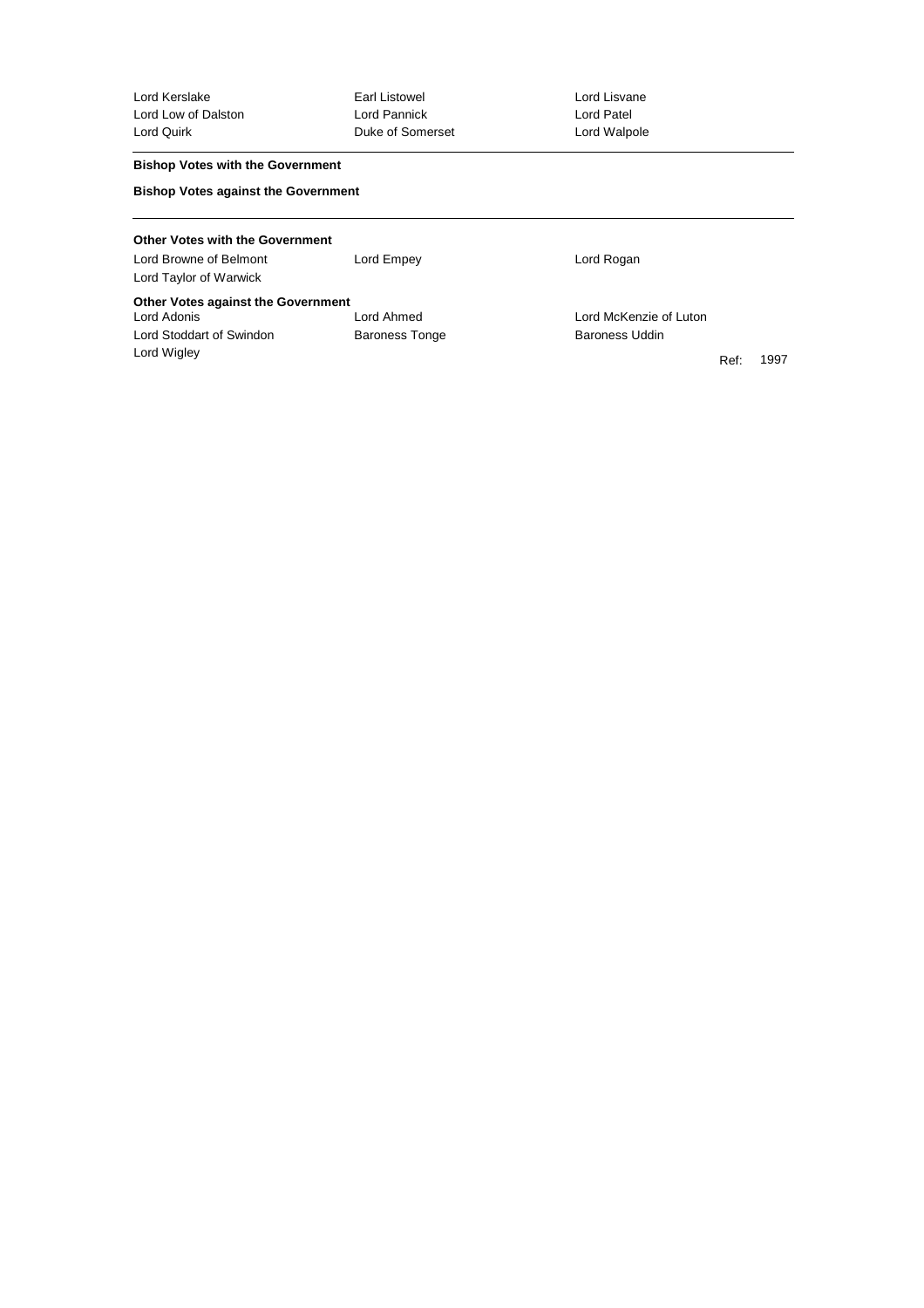| | | |
|---|---|---|
| Lord Kerslake | Earl Listowel | Lord Lisvane |
| Lord Low of Dalston | Lord Pannick | Lord Patel |
| Lord Quirk | Duke of Somerset | Lord Walpole |

**Bishop Votes with the Government**

**Bishop Votes against the Government**

**Other Votes with the Government**

| | | |
|---|---|---|
| Lord Browne of Belmont | Lord Empey | Lord Rogan |
| Lord Taylor of Warwick | | |

**Other Votes against the Government**

| | | |
|---|---|---|
| Lord Adonis | Lord Ahmed | Lord McKenzie of Luton |
| Lord Stoddart of Swindon | Baroness Tonge | Baroness Uddin |
| Lord Wigley | | |

Ref: 1997